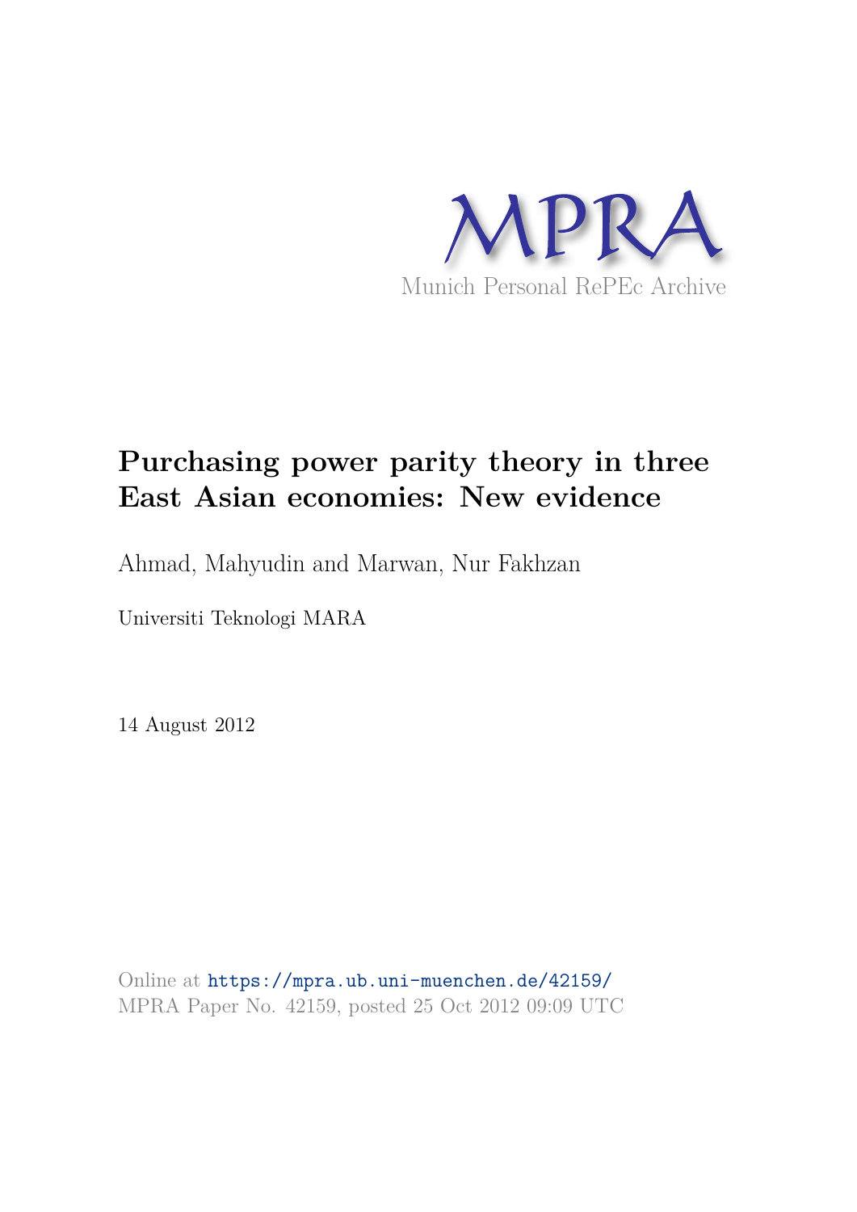MPRA

Munich Personal RePEc Archive

# Purchasing power parity theory in three East Asian economies: New evidence

Ahmad, Mahyudin and Marwan, Nur Fakhzan

Universiti Teknologi MARA

14 August 2012

Online at https://mpra.ub.uni-muenchen.de/42159/
MPRA Paper No. 42159, posted 25 Oct 2012 09:09 UTC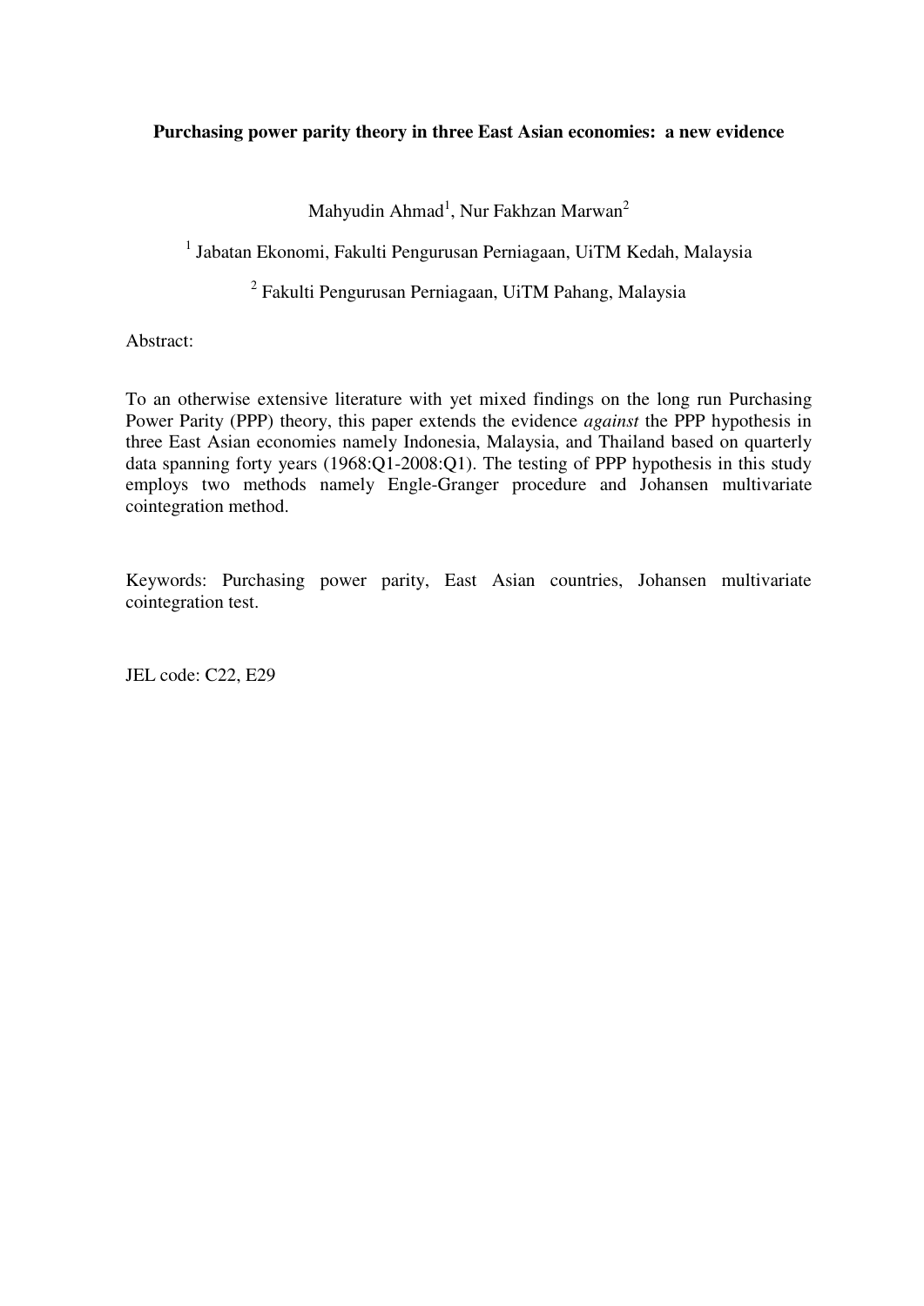**Purchasing power parity theory in three East Asian economies: a new evidence**

Mahyudin Ahmad[1], Nur Fakhzan Marwan[2]

[1] Jabatan Ekonomi, Fakulti Pengurusan Perniagaan, UiTM Kedah, Malaysia

[2] Fakulti Pengurusan Perniagaan, UiTM Pahang, Malaysia

Abstract:

To an otherwise extensive literature with yet mixed findings on the long run Purchasing Power Parity (PPP) theory, this paper extends the evidence *against* the PPP hypothesis in three East Asian economies namely Indonesia, Malaysia, and Thailand based on quarterly data spanning forty years (1968:Q1-2008:Q1). The testing of PPP hypothesis in this study employs two methods namely Engle-Granger procedure and Johansen multivariate cointegration method.

Keywords: Purchasing power parity, East Asian countries, Johansen multivariate cointegration test.

JEL code: C22, E29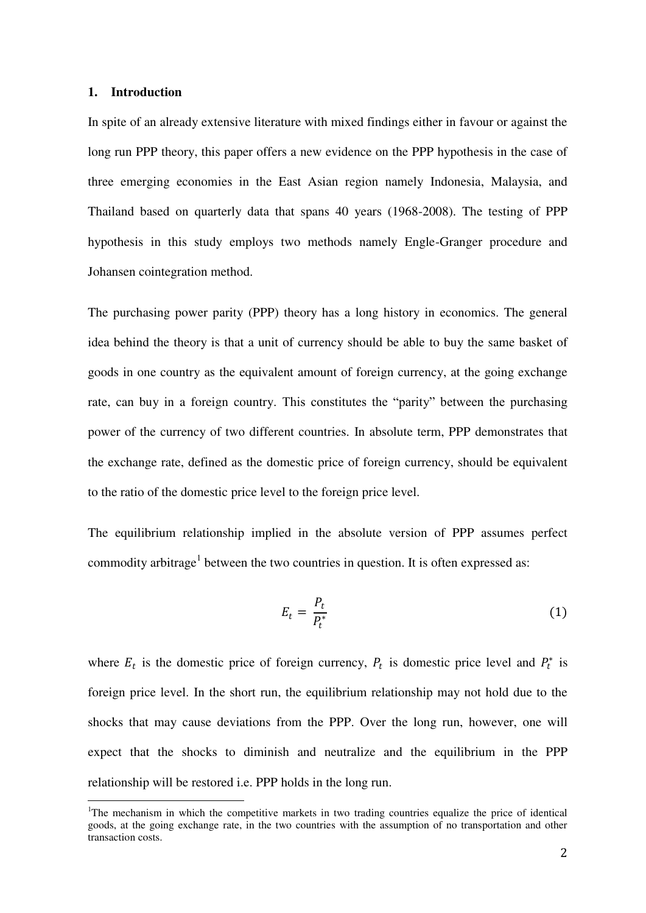## 1. Introduction

In spite of an already extensive literature with mixed findings either in favour or against the long run PPP theory, this paper offers a new evidence on the PPP hypothesis in the case of three emerging economies in the East Asian region namely Indonesia, Malaysia, and Thailand based on quarterly data that spans 40 years (1968-2008). The testing of PPP hypothesis in this study employs two methods namely Engle-Granger procedure and Johansen cointegration method.

The purchasing power parity (PPP) theory has a long history in economics. The general idea behind the theory is that a unit of currency should be able to buy the same basket of goods in one country as the equivalent amount of foreign currency, at the going exchange rate, can buy in a foreign country. This constitutes the "parity" between the purchasing power of the currency of two different countries. In absolute term, PPP demonstrates that the exchange rate, defined as the domestic price of foreign currency, should be equivalent to the ratio of the domestic price level to the foreign price level.

The equilibrium relationship implied in the absolute version of PPP assumes perfect commodity arbitrage[1] between the two countries in question. It is often expressed as:

$$E_t = \frac{P_t}{P_t^*} \tag{1}$$

where $E_t$ is the domestic price of foreign currency, $P_t$ is domestic price level and $P_t^*$ is foreign price level. In the short run, the equilibrium relationship may not hold due to the shocks that may cause deviations from the PPP. Over the long run, however, one will expect that the shocks to diminish and neutralize and the equilibrium in the PPP relationship will be restored i.e. PPP holds in the long run.

[1]The mechanism in which the competitive markets in two trading countries equalize the price of identical goods, at the going exchange rate, in the two countries with the assumption of no transportation and other transaction costs.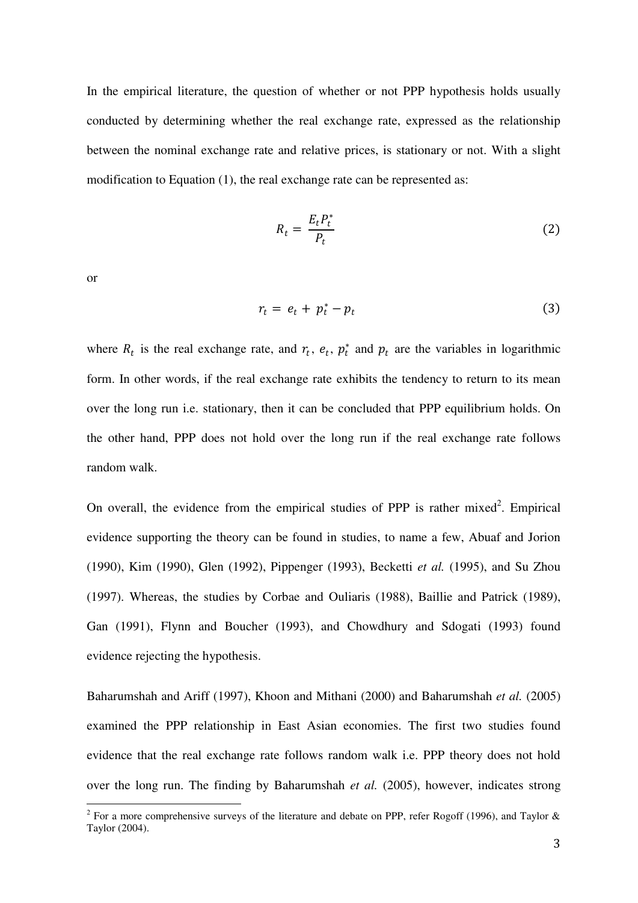In the empirical literature, the question of whether or not PPP hypothesis holds usually conducted by determining whether the real exchange rate, expressed as the relationship between the nominal exchange rate and relative prices, is stationary or not. With a slight modification to Equation (1), the real exchange rate can be represented as:

$$R_t = \frac{E_t P_t^*}{P_t} \tag{2}$$

or

$$r_t = e_t + p_t^* - p_t \tag{3}$$

where $R_t$ is the real exchange rate, and $r_t$, $e_t$, $p_t^*$ and $p_t$ are the variables in logarithmic form. In other words, if the real exchange rate exhibits the tendency to return to its mean over the long run i.e. stationary, then it can be concluded that PPP equilibrium holds. On the other hand, PPP does not hold over the long run if the real exchange rate follows random walk.

On overall, the evidence from the empirical studies of PPP is rather mixed[2]. Empirical evidence supporting the theory can be found in studies, to name a few, Abuaf and Jorion (1990), Kim (1990), Glen (1992), Pippenger (1993), Becketti *et al.* (1995), and Su Zhou (1997). Whereas, the studies by Corbae and Ouliaris (1988), Baillie and Patrick (1989), Gan (1991), Flynn and Boucher (1993), and Chowdhury and Sdogati (1993) found evidence rejecting the hypothesis.

Baharumshah and Ariff (1997), Khoon and Mithani (2000) and Baharumshah *et al.* (2005) examined the PPP relationship in East Asian economies. The first two studies found evidence that the real exchange rate follows random walk i.e. PPP theory does not hold over the long run. The finding by Baharumshah *et al.* (2005), however, indicates strong

[2] For a more comprehensive surveys of the literature and debate on PPP, refer Rogoff (1996), and Taylor & Taylor (2004).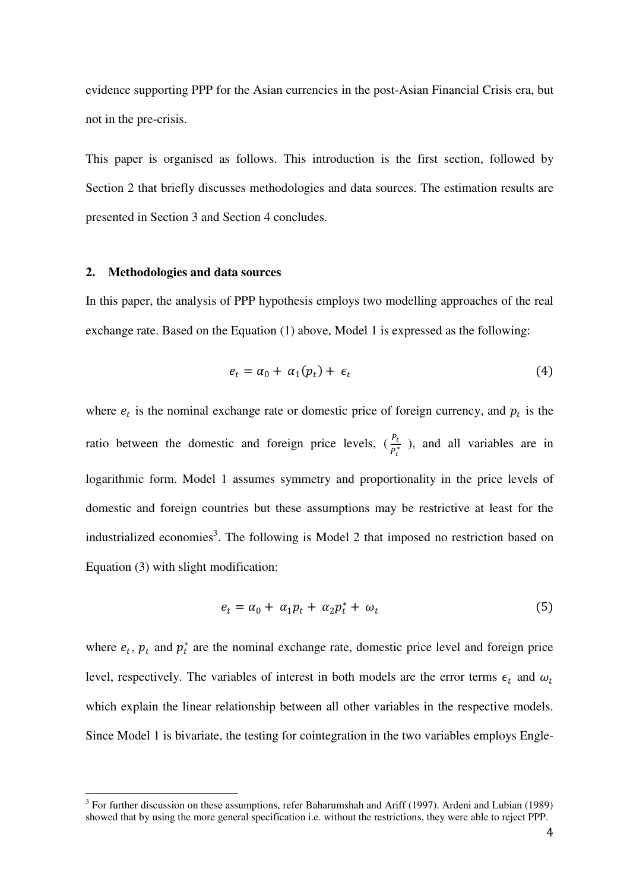evidence supporting PPP for the Asian currencies in the post-Asian Financial Crisis era, but not in the pre-crisis.

This paper is organised as follows. This introduction is the first section, followed by Section 2 that briefly discusses methodologies and data sources. The estimation results are presented in Section 3 and Section 4 concludes.

## 2. Methodologies and data sources

In this paper, the analysis of PPP hypothesis employs two modelling approaches of the real exchange rate. Based on the Equation (1) above, Model 1 is expressed as the following:

$$e_t = \alpha_0 + \alpha_1(p_t) + \epsilon_t \tag{4}$$

where $e_t$ is the nominal exchange rate or domestic price of foreign currency, and $p_t$ is the ratio between the domestic and foreign price levels, ( $\frac{P_t}{P_t^*}$ ), and all variables are in logarithmic form. Model 1 assumes symmetry and proportionality in the price levels of domestic and foreign countries but these assumptions may be restrictive at least for the industrialized economies[3]. The following is Model 2 that imposed no restriction based on Equation (3) with slight modification:

$$e_t = \alpha_0 + \alpha_1 p_t + \alpha_2 p_t^* + \omega_t \tag{5}$$

where $e_t$, $p_t$ and $p_t^*$ are the nominal exchange rate, domestic price level and foreign price level, respectively. The variables of interest in both models are the error terms $\epsilon_t$ and $\omega_t$ which explain the linear relationship between all other variables in the respective models. Since Model 1 is bivariate, the testing for cointegration in the two variables employs Engle-

[3] For further discussion on these assumptions, refer Baharumshah and Ariff (1997). Ardeni and Lubian (1989) showed that by using the more general specification i.e. without the restrictions, they were able to reject PPP.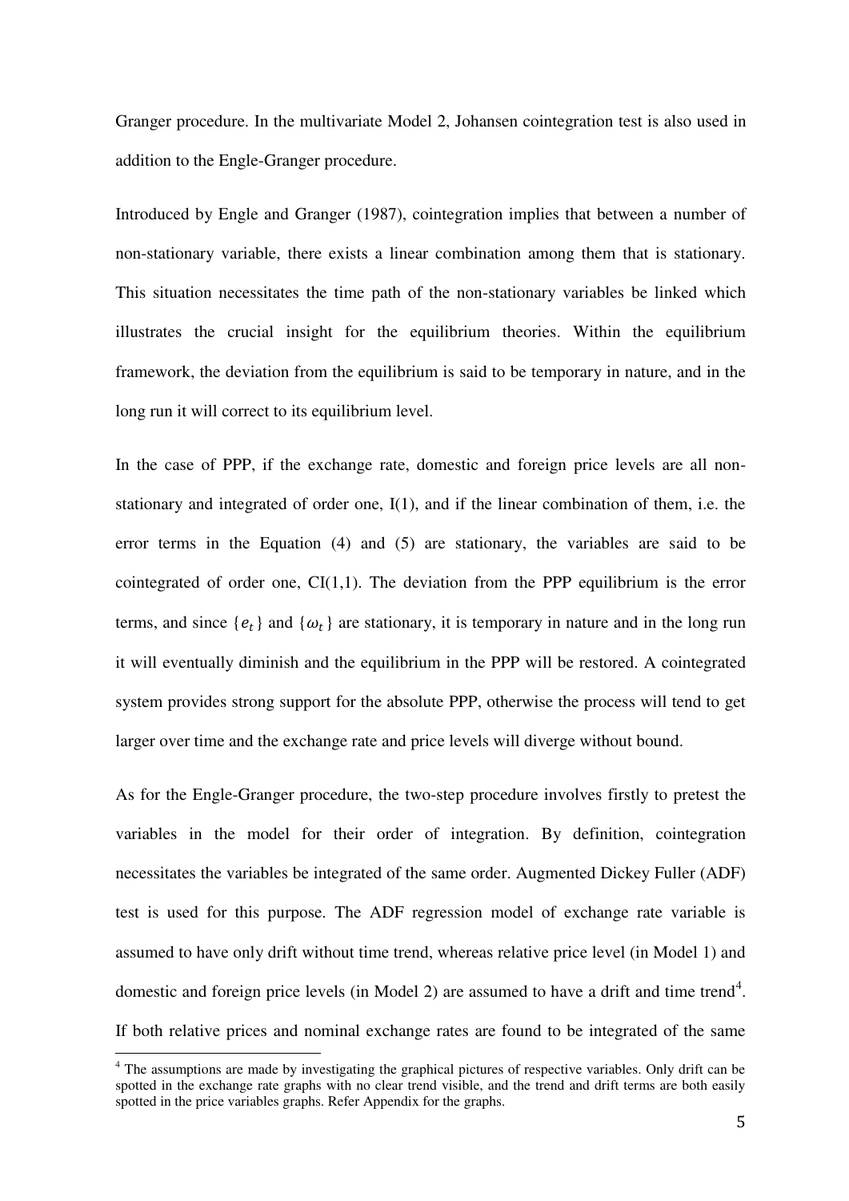Granger procedure. In the multivariate Model 2, Johansen cointegration test is also used in addition to the Engle-Granger procedure.

Introduced by Engle and Granger (1987), cointegration implies that between a number of non-stationary variable, there exists a linear combination among them that is stationary. This situation necessitates the time path of the non-stationary variables be linked which illustrates the crucial insight for the equilibrium theories. Within the equilibrium framework, the deviation from the equilibrium is said to be temporary in nature, and in the long run it will correct to its equilibrium level.

In the case of PPP, if the exchange rate, domestic and foreign price levels are all non-stationary and integrated of order one, I(1), and if the linear combination of them, i.e. the error terms in the Equation (4) and (5) are stationary, the variables are said to be cointegrated of order one, CI(1,1). The deviation from the PPP equilibrium is the error terms, and since $\{e_t\}$ and $\{\omega_t\}$ are stationary, it is temporary in nature and in the long run it will eventually diminish and the equilibrium in the PPP will be restored. A cointegrated system provides strong support for the absolute PPP, otherwise the process will tend to get larger over time and the exchange rate and price levels will diverge without bound.

As for the Engle-Granger procedure, the two-step procedure involves firstly to pretest the variables in the model for their order of integration. By definition, cointegration necessitates the variables be integrated of the same order. Augmented Dickey Fuller (ADF) test is used for this purpose. The ADF regression model of exchange rate variable is assumed to have only drift without time trend, whereas relative price level (in Model 1) and domestic and foreign price levels (in Model 2) are assumed to have a drift and time trend[4]. If both relative prices and nominal exchange rates are found to be integrated of the same

[4] The assumptions are made by investigating the graphical pictures of respective variables. Only drift can be spotted in the exchange rate graphs with no clear trend visible, and the trend and drift terms are both easily spotted in the price variables graphs. Refer Appendix for the graphs.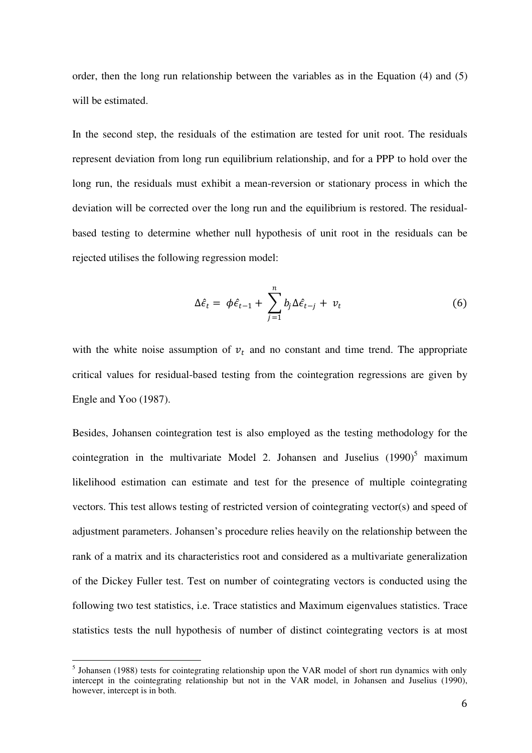order, then the long run relationship between the variables as in the Equation (4) and (5) will be estimated.

In the second step, the residuals of the estimation are tested for unit root. The residuals represent deviation from long run equilibrium relationship, and for a PPP to hold over the long run, the residuals must exhibit a mean-reversion or stationary process in which the deviation will be corrected over the long run and the equilibrium is restored. The residual-based testing to determine whether null hypothesis of unit root in the residuals can be rejected utilises the following regression model:

$$\Delta\hat{\epsilon}_t = \phi\hat{\epsilon}_{t-1} + \sum_{j=1}^{n} b_j \Delta\hat{\epsilon}_{t-j} + v_t \tag{6}$$

with the white noise assumption of $v_t$ and no constant and time trend. The appropriate critical values for residual-based testing from the cointegration regressions are given by Engle and Yoo (1987).

Besides, Johansen cointegration test is also employed as the testing methodology for the cointegration in the multivariate Model 2. Johansen and Juselius (1990)[5] maximum likelihood estimation can estimate and test for the presence of multiple cointegrating vectors. This test allows testing of restricted version of cointegrating vector(s) and speed of adjustment parameters. Johansen's procedure relies heavily on the relationship between the rank of a matrix and its characteristics root and considered as a multivariate generalization of the Dickey Fuller test. Test on number of cointegrating vectors is conducted using the following two test statistics, i.e. Trace statistics and Maximum eigenvalues statistics. Trace statistics tests the null hypothesis of number of distinct cointegrating vectors is at most

[5] Johansen (1988) tests for cointegrating relationship upon the VAR model of short run dynamics with only intercept in the cointegrating relationship but not in the VAR model, in Johansen and Juselius (1990), however, intercept is in both.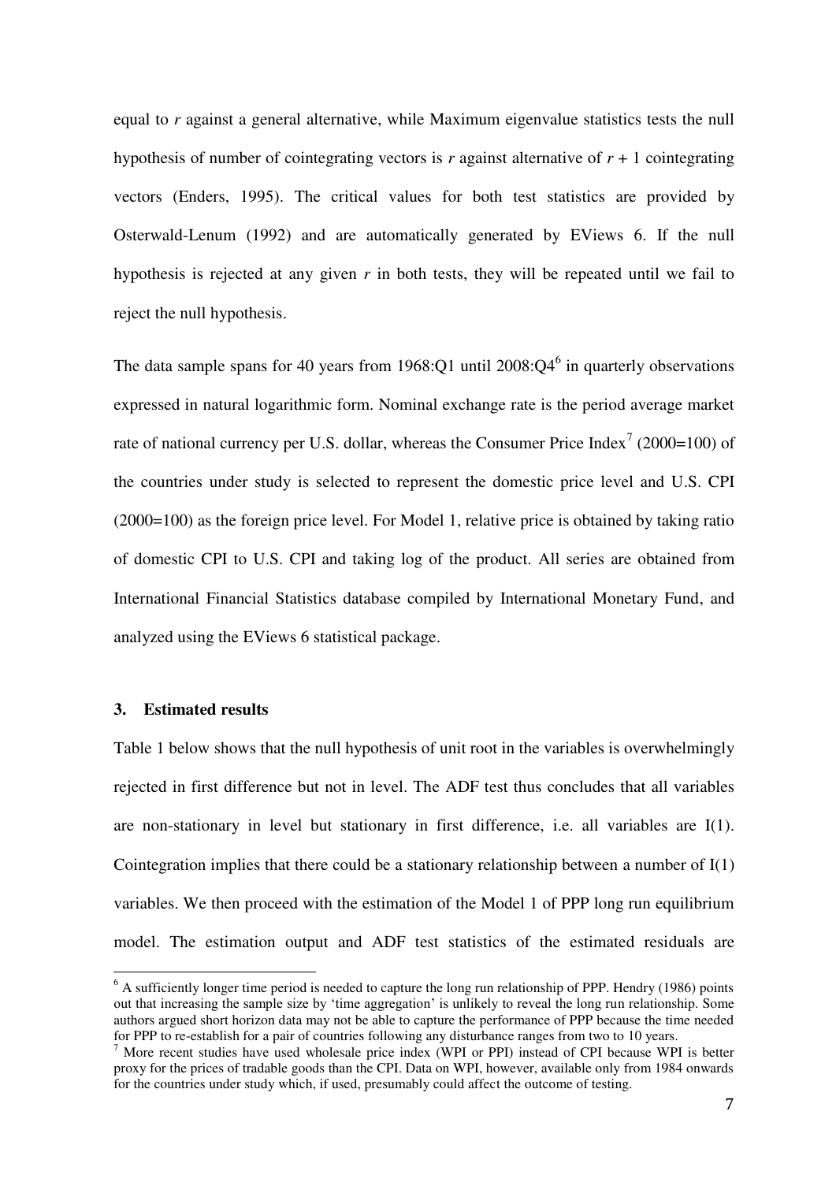equal to $r$ against a general alternative, while Maximum eigenvalue statistics tests the null hypothesis of number of cointegrating vectors is $r$ against alternative of $r + 1$ cointegrating vectors (Enders, 1995). The critical values for both test statistics are provided by Osterwald-Lenum (1992) and are automatically generated by EViews 6. If the null hypothesis is rejected at any given $r$ in both tests, they will be repeated until we fail to reject the null hypothesis.

The data sample spans for 40 years from 1968:Q1 until 2008:Q4[6] in quarterly observations expressed in natural logarithmic form. Nominal exchange rate is the period average market rate of national currency per U.S. dollar, whereas the Consumer Price Index[7] (2000=100) of the countries under study is selected to represent the domestic price level and U.S. CPI (2000=100) as the foreign price level. For Model 1, relative price is obtained by taking ratio of domestic CPI to U.S. CPI and taking log of the product. All series are obtained from International Financial Statistics database compiled by International Monetary Fund, and analyzed using the EViews 6 statistical package.

### 3. Estimated results

Table 1 below shows that the null hypothesis of unit root in the variables is overwhelmingly rejected in first difference but not in level. The ADF test thus concludes that all variables are non-stationary in level but stationary in first difference, i.e. all variables are I(1). Cointegration implies that there could be a stationary relationship between a number of I(1) variables. We then proceed with the estimation of the Model 1 of PPP long run equilibrium model. The estimation output and ADF test statistics of the estimated residuals are

---

[6] A sufficiently longer time period is needed to capture the long run relationship of PPP. Hendry (1986) points out that increasing the sample size by 'time aggregation' is unlikely to reveal the long run relationship. Some authors argued short horizon data may not be able to capture the performance of PPP because the time needed for PPP to re-establish for a pair of countries following any disturbance ranges from two to 10 years.

[7] More recent studies have used wholesale price index (WPI or PPI) instead of CPI because WPI is better proxy for the prices of tradable goods than the CPI. Data on WPI, however, available only from 1984 onwards for the countries under study which, if used, presumably could affect the outcome of testing.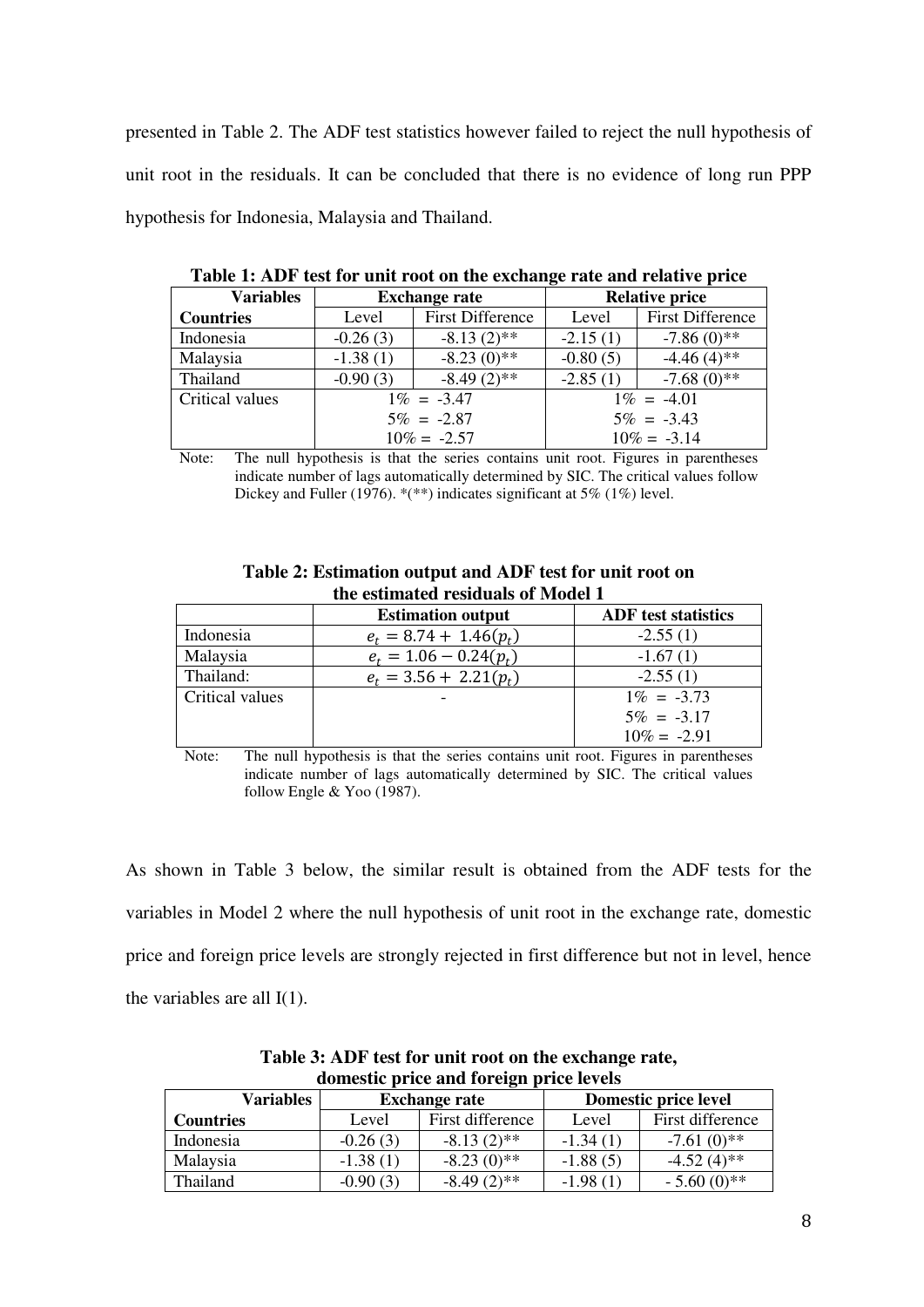presented in Table 2. The ADF test statistics however failed to reject the null hypothesis of unit root in the residuals. It can be concluded that there is no evidence of long run PPP hypothesis for Indonesia, Malaysia and Thailand.

**Table 1: ADF test for unit root on the exchange rate and relative price**

| **Variables** | **Exchange rate** | | **Relative price** | |
|---|---|---|---|---|
| **Countries** | Level | First Difference | Level | First Difference |
| Indonesia | -0.26 (3) | -8.13 (2)** | -2.15 (1) | -7.86 (0)** |
| Malaysia | -1.38 (1) | -8.23 (0)** | -0.80 (5) | -4.46 (4)** |
| Thailand | -0.90 (3) | -8.49 (2)** | -2.85 (1) | -7.68 (0)** |
| Critical values | 1% = -3.47<br>5% = -2.87<br>10% = -2.57 | | 1% = -4.01<br>5% = -3.43<br>10% = -3.14 | |

Note: The null hypothesis is that the series contains unit root. Figures in parentheses indicate number of lags automatically determined by SIC. The critical values follow Dickey and Fuller (1976). *(**) indicates significant at 5% (1%) level.

**Table 2: Estimation output and ADF test for unit root on the estimated residuals of Model 1**

| | **Estimation output** | **ADF test statistics** |
|---|---|---|
| Indonesia | $e_t = 8.74 + 1.46(p_t)$ | -2.55 (1) |
| Malaysia | $e_t = 1.06 - 0.24(p_t)$ | -1.67 (1) |
| Thailand: | $e_t = 3.56 + 2.21(p_t)$ | -2.55 (1) |
| Critical values | - | 1% = -3.73<br>5% = -3.17<br>10% = -2.91 |

Note: The null hypothesis is that the series contains unit root. Figures in parentheses indicate number of lags automatically determined by SIC. The critical values follow Engle & Yoo (1987).

As shown in Table 3 below, the similar result is obtained from the ADF tests for the variables in Model 2 where the null hypothesis of unit root in the exchange rate, domestic price and foreign price levels are strongly rejected in first difference but not in level, hence the variables are all I(1).

**Table 3: ADF test for unit root on the exchange rate, domestic price and foreign price levels**

| **Variables** | **Exchange rate** | | **Domestic price level** | |
|---|---|---|---|---|
| **Countries** | Level | First difference | Level | First difference |
| Indonesia | -0.26 (3) | -8.13 (2)** | -1.34 (1) | -7.61 (0)** |
| Malaysia | -1.38 (1) | -8.23 (0)** | -1.88 (5) | -4.52 (4)** |
| Thailand | -0.90 (3) | -8.49 (2)** | -1.98 (1) | - 5.60 (0)** |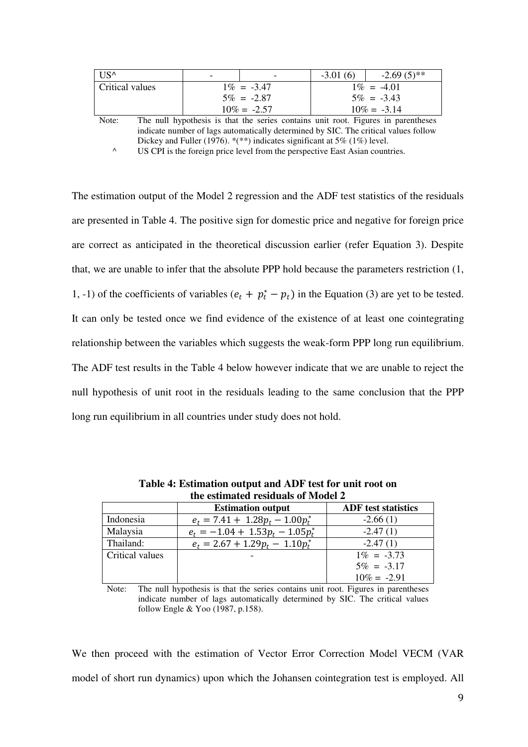| US^ | - | - | -3.01 (6) | -2.69 (5)** |
|---|---|---|---|---|
| Critical values | 1% = -3.47<br>5% = -2.87<br>10% = -2.57 | | 1% = -4.01<br>5% = -3.43<br>10% = -3.14 | |

Note: The null hypothesis is that the series contains unit root. Figures in parentheses indicate number of lags automatically determined by SIC. The critical values follow Dickey and Fuller (1976). *(**) indicates significant at 5% (1%) level.

^ US CPI is the foreign price level from the perspective East Asian countries.

The estimation output of the Model 2 regression and the ADF test statistics of the residuals are presented in Table 4. The positive sign for domestic price and negative for foreign price are correct as anticipated in the theoretical discussion earlier (refer Equation 3). Despite that, we are unable to infer that the absolute PPP hold because the parameters restriction (1, 1, -1) of the coefficients of variables ($e_t + p_t^* - p_t$) in the Equation (3) are yet to be tested. It can only be tested once we find evidence of the existence of at least one cointegrating relationship between the variables which suggests the weak-form PPP long run equilibrium. The ADF test results in the Table 4 below however indicate that we are unable to reject the null hypothesis of unit root in the residuals leading to the same conclusion that the PPP long run equilibrium in all countries under study does not hold.

**Table 4: Estimation output and ADF test for unit root on the estimated residuals of Model 2**

| | Estimation output | ADF test statistics |
|---|---|---|
| Indonesia | $e_t = 7.41 + 1.28p_t - 1.00p_t^*$ | -2.66 (1) |
| Malaysia | $e_t = -1.04 + 1.53p_t - 1.05p_t^*$ | -2.47 (1) |
| Thailand: | $e_t = 2.67 + 1.29p_t - 1.10p_t^*$ | -2.47 (1) |
| Critical values | - | 1% = -3.73<br>5% = -3.17<br>10% = -2.91 |

Note: The null hypothesis is that the series contains unit root. Figures in parentheses indicate number of lags automatically determined by SIC. The critical values follow Engle & Yoo (1987, p.158).

We then proceed with the estimation of Vector Error Correction Model VECM (VAR model of short run dynamics) upon which the Johansen cointegration test is employed. All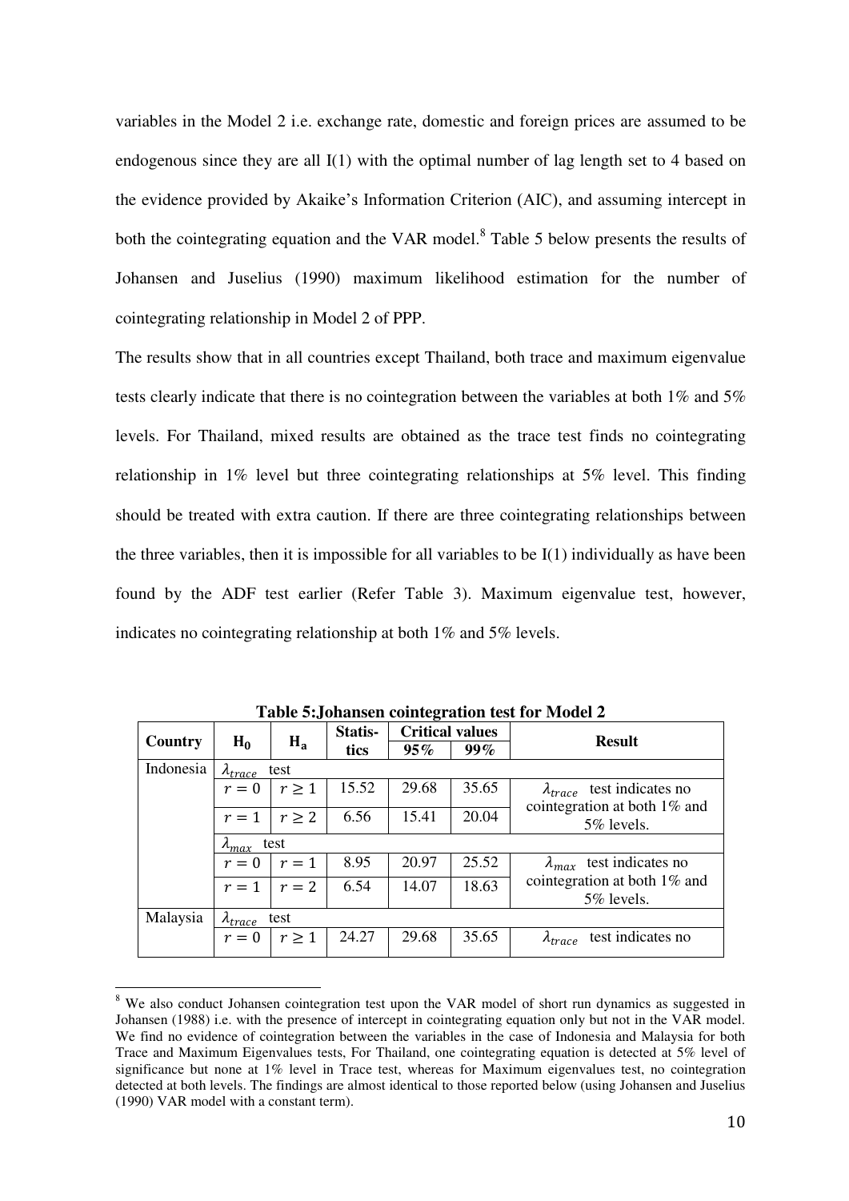variables in the Model 2 i.e. exchange rate, domestic and foreign prices are assumed to be endogenous since they are all I(1) with the optimal number of lag length set to 4 based on the evidence provided by Akaike's Information Criterion (AIC), and assuming intercept in both the cointegrating equation and the VAR model.[8] Table 5 below presents the results of Johansen and Juselius (1990) maximum likelihood estimation for the number of cointegrating relationship in Model 2 of PPP.

The results show that in all countries except Thailand, both trace and maximum eigenvalue tests clearly indicate that there is no cointegration between the variables at both 1% and 5% levels. For Thailand, mixed results are obtained as the trace test finds no cointegrating relationship in 1% level but three cointegrating relationships at 5% level. This finding should be treated with extra caution. If there are three cointegrating relationships between the three variables, then it is impossible for all variables to be I(1) individually as have been found by the ADF test earlier (Refer Table 3). Maximum eigenvalue test, however, indicates no cointegrating relationship at both 1% and 5% levels.

**Table 5:Johansen cointegration test for Model 2**

| Country | $H_0$ | $H_a$ | Statis-tics | Critical values | | Result |
|---|---|---|---|---|---|---|
| | | | | 95% | 99% | |
| Indonesia | $\lambda_{trace}$ test | | | | | |
| | $r = 0$ | $r \geq 1$ | 15.52 | 29.68 | 35.65 | $\lambda_{trace}$ test indicates no cointegration at both 1% and 5% levels. |
| | $r = 1$ | $r \geq 2$ | 6.56 | 15.41 | 20.04 | |
| | $\lambda_{max}$ test | | | | | |
| | $r = 0$ | $r = 1$ | 8.95 | 20.97 | 25.52 | $\lambda_{max}$ test indicates no cointegration at both 1% and 5% levels. |
| | $r = 1$ | $r = 2$ | 6.54 | 14.07 | 18.63 | |
| Malaysia | $\lambda_{trace}$ test | | | | | |
| | $r = 0$ | $r \geq 1$ | 24.27 | 29.68 | 35.65 | $\lambda_{trace}$ test indicates no |

[8] We also conduct Johansen cointegration test upon the VAR model of short run dynamics as suggested in Johansen (1988) i.e. with the presence of intercept in cointegrating equation only but not in the VAR model. We find no evidence of cointegration between the variables in the case of Indonesia and Malaysia for both Trace and Maximum Eigenvalues tests, For Thailand, one cointegrating equation is detected at 5% level of significance but none at 1% level in Trace test, whereas for Maximum eigenvalues test, no cointegration detected at both levels. The findings are almost identical to those reported below (using Johansen and Juselius (1990) VAR model with a constant term).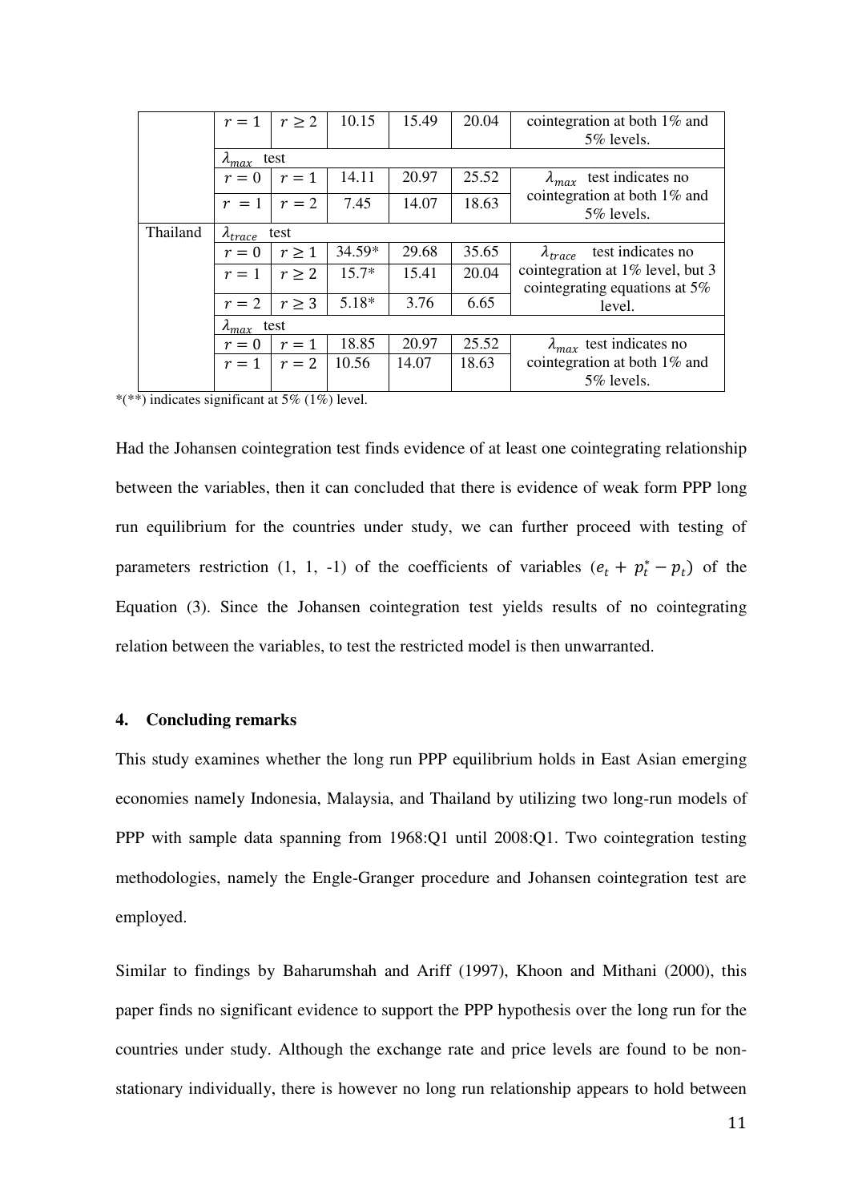| | | | | | | |
|---|---|---|---|---|---|---|
| | $r = 1$ | $r \geq 2$ | 10.15 | 15.49 | 20.04 | cointegration at both 1% and 5% levels. |
| | $\lambda_{max}$ test | | | | | |
| | $r = 0$ | $r = 1$ | 14.11 | 20.97 | 25.52 | $\lambda_{max}$ test indicates no cointegration at both 1% and 5% levels. |
| | $r = 1$ | $r = 2$ | 7.45 | 14.07 | 18.63 | |
| Thailand | $\lambda_{trace}$ test | | | | | |
| | $r = 0$ | $r \geq 1$ | 34.59* | 29.68 | 35.65 | $\lambda_{trace}$ test indicates no cointegration at 1% level, but 3 cointegrating equations at 5% level. |
| | $r = 1$ | $r \geq 2$ | 15.7* | 15.41 | 20.04 | |
| | $r = 2$ | $r \geq 3$ | 5.18* | 3.76 | 6.65 | |
| | $\lambda_{max}$ test | | | | | |
| | $r = 0$ | $r = 1$ | 18.85 | 20.97 | 25.52 | $\lambda_{max}$ test indicates no cointegration at both 1% and 5% levels. |
| | $r = 1$ | $r = 2$ | 10.56 | 14.07 | 18.63 | |

*(**) indicates significant at 5% (1%) level.

Had the Johansen cointegration test finds evidence of at least one cointegrating relationship between the variables, then it can concluded that there is evidence of weak form PPP long run equilibrium for the countries under study, we can further proceed with testing of parameters restriction (1, 1, -1) of the coefficients of variables $(e_t + p_t^* - p_t)$ of the Equation (3). Since the Johansen cointegration test yields results of no cointegrating relation between the variables, to test the restricted model is then unwarranted.

## 4. Concluding remarks

This study examines whether the long run PPP equilibrium holds in East Asian emerging economies namely Indonesia, Malaysia, and Thailand by utilizing two long-run models of PPP with sample data spanning from 1968:Q1 until 2008:Q1. Two cointegration testing methodologies, namely the Engle-Granger procedure and Johansen cointegration test are employed.

Similar to findings by Baharumshah and Ariff (1997), Khoon and Mithani (2000), this paper finds no significant evidence to support the PPP hypothesis over the long run for the countries under study. Although the exchange rate and price levels are found to be non-stationary individually, there is however no long run relationship appears to hold between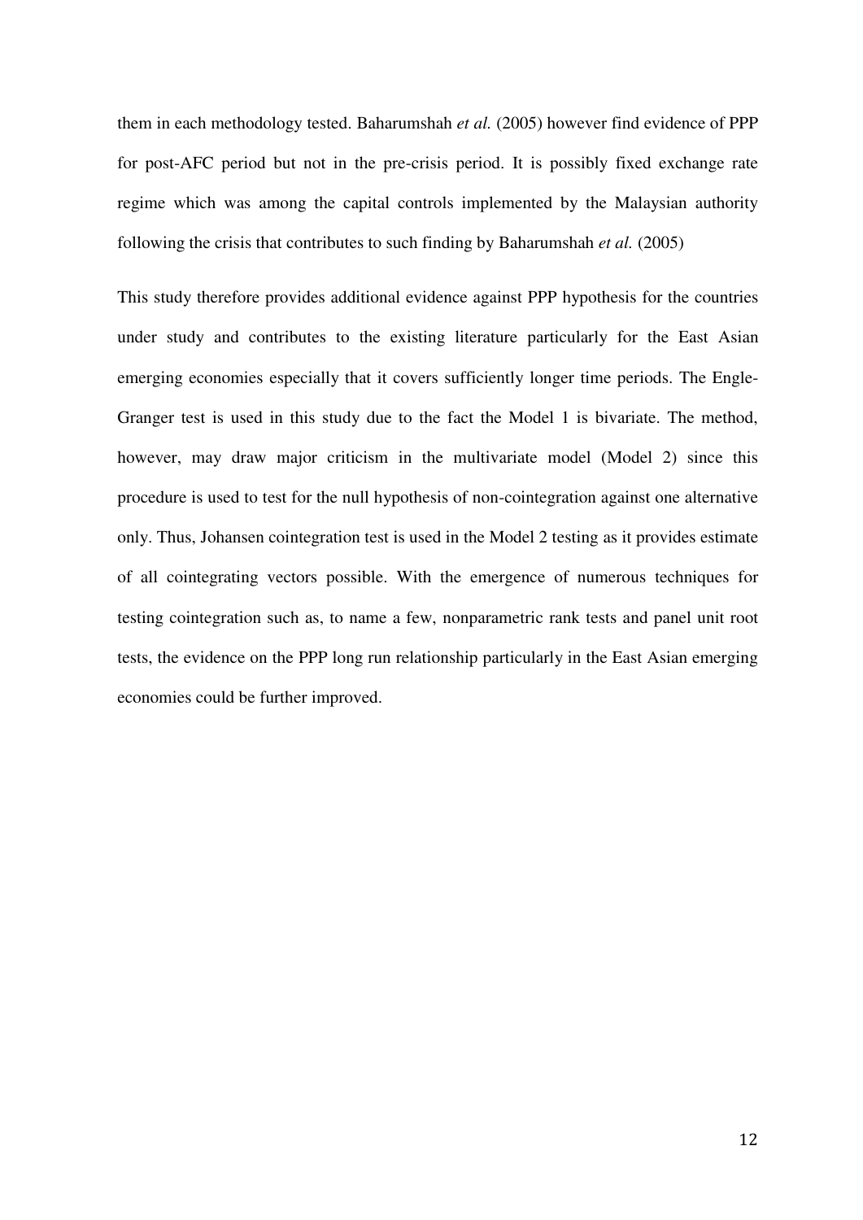them in each methodology tested. Baharumshah *et al.* (2005) however find evidence of PPP for post-AFC period but not in the pre-crisis period. It is possibly fixed exchange rate regime which was among the capital controls implemented by the Malaysian authority following the crisis that contributes to such finding by Baharumshah *et al.* (2005)

This study therefore provides additional evidence against PPP hypothesis for the countries under study and contributes to the existing literature particularly for the East Asian emerging economies especially that it covers sufficiently longer time periods. The Engle-Granger test is used in this study due to the fact the Model 1 is bivariate. The method, however, may draw major criticism in the multivariate model (Model 2) since this procedure is used to test for the null hypothesis of non-cointegration against one alternative only. Thus, Johansen cointegration test is used in the Model 2 testing as it provides estimate of all cointegrating vectors possible. With the emergence of numerous techniques for testing cointegration such as, to name a few, nonparametric rank tests and panel unit root tests, the evidence on the PPP long run relationship particularly in the East Asian emerging economies could be further improved.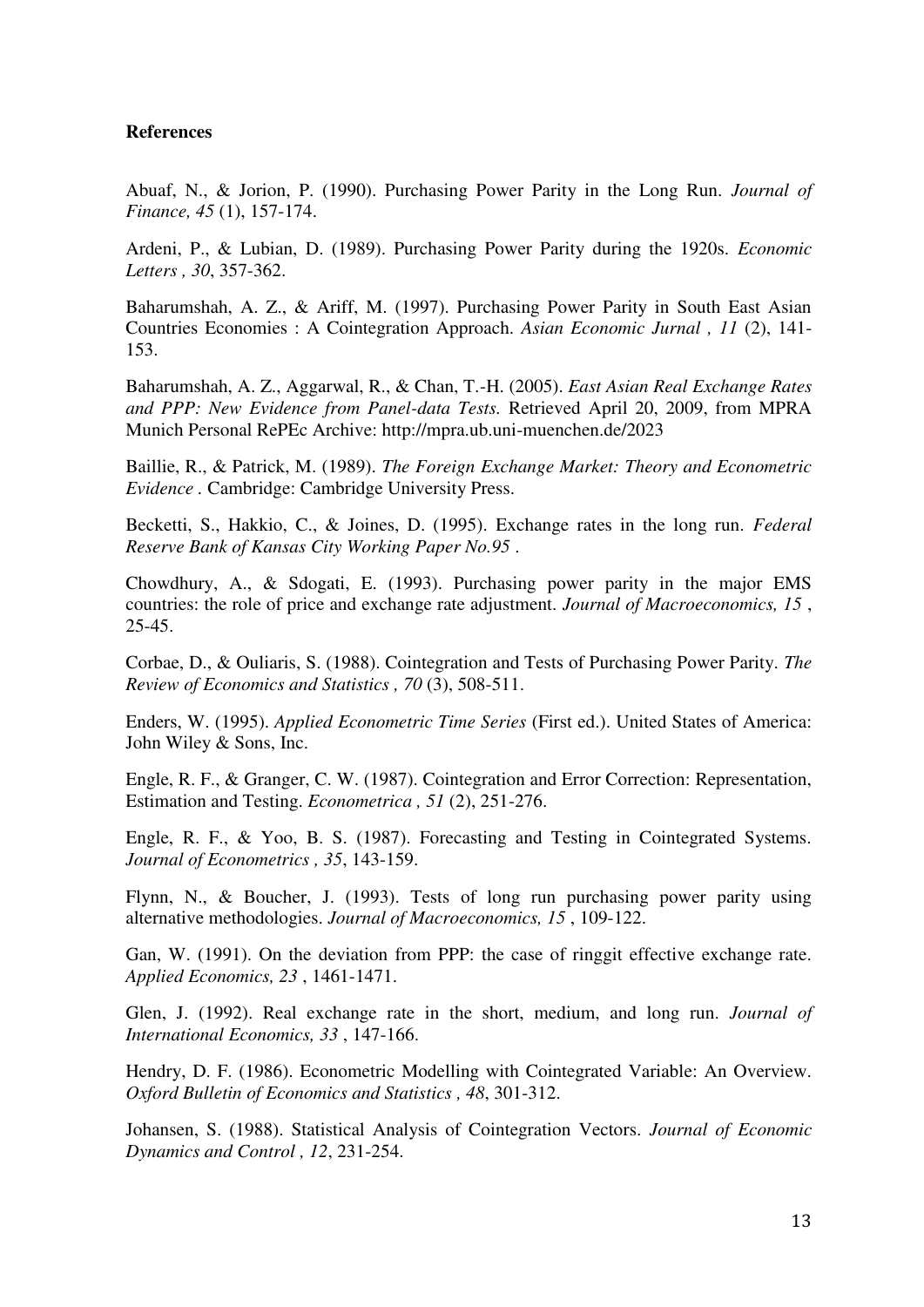**References**

Abuaf, N., & Jorion, P. (1990). Purchasing Power Parity in the Long Run. *Journal of Finance, 45* (1), 157-174.

Ardeni, P., & Lubian, D. (1989). Purchasing Power Parity during the 1920s. *Economic Letters , 30*, 357-362.

Baharumshah, A. Z., & Ariff, M. (1997). Purchasing Power Parity in South East Asian Countries Economies : A Cointegration Approach. *Asian Economic Jurnal , 11* (2), 141-153.

Baharumshah, A. Z., Aggarwal, R., & Chan, T.-H. (2005). *East Asian Real Exchange Rates and PPP: New Evidence from Panel-data Tests.* Retrieved April 20, 2009, from MPRA Munich Personal RePEc Archive: http://mpra.ub.uni-muenchen.de/2023

Baillie, R., & Patrick, M. (1989). *The Foreign Exchange Market: Theory and Econometric Evidence* . Cambridge: Cambridge University Press.

Becketti, S., Hakkio, C., & Joines, D. (1995). Exchange rates in the long run. *Federal Reserve Bank of Kansas City Working Paper No.95* .

Chowdhury, A., & Sdogati, E. (1993). Purchasing power parity in the major EMS countries: the role of price and exchange rate adjustment. *Journal of Macroeconomics, 15* , 25-45.

Corbae, D., & Ouliaris, S. (1988). Cointegration and Tests of Purchasing Power Parity. *The Review of Economics and Statistics , 70* (3), 508-511.

Enders, W. (1995). *Applied Econometric Time Series* (First ed.). United States of America: John Wiley & Sons, Inc.

Engle, R. F., & Granger, C. W. (1987). Cointegration and Error Correction: Representation, Estimation and Testing. *Econometrica , 51* (2), 251-276.

Engle, R. F., & Yoo, B. S. (1987). Forecasting and Testing in Cointegrated Systems. *Journal of Econometrics , 35*, 143-159.

Flynn, N., & Boucher, J. (1993). Tests of long run purchasing power parity using alternative methodologies. *Journal of Macroeconomics, 15* , 109-122.

Gan, W. (1991). On the deviation from PPP: the case of ringgit effective exchange rate. *Applied Economics, 23* , 1461-1471.

Glen, J. (1992). Real exchange rate in the short, medium, and long run. *Journal of International Economics, 33* , 147-166.

Hendry, D. F. (1986). Econometric Modelling with Cointegrated Variable: An Overview. *Oxford Bulletin of Economics and Statistics , 48*, 301-312.

Johansen, S. (1988). Statistical Analysis of Cointegration Vectors. *Journal of Economic Dynamics and Control , 12*, 231-254.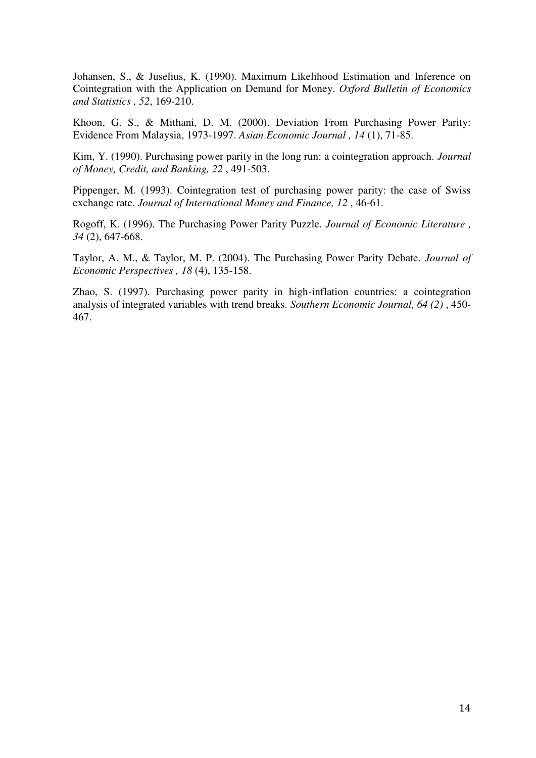Johansen, S., & Juselius, K. (1990). Maximum Likelihood Estimation and Inference on Cointegration with the Application on Demand for Money. *Oxford Bulletin of Economics and Statistics , 52*, 169-210.

Khoon, G. S., & Mithani, D. M. (2000). Deviation From Purchasing Power Parity: Evidence From Malaysia, 1973-1997. *Asian Economic Journal , 14* (1), 71-85.

Kim, Y. (1990). Purchasing power parity in the long run: a cointegration approach. *Journal of Money, Credit, and Banking, 22* , 491-503.

Pippenger, M. (1993). Cointegration test of purchasing power parity: the case of Swiss exchange rate. *Journal of International Money and Finance, 12* , 46-61.

Rogoff, K. (1996). The Purchasing Power Parity Puzzle. *Journal of Economic Literature , 34* (2), 647-668.

Taylor, A. M., & Taylor, M. P. (2004). The Purchasing Power Parity Debate. *Journal of Economic Perspectives , 18* (4), 135-158.

Zhao, S. (1997). Purchasing power parity in high-inflation countries: a cointegration analysis of integrated variables with trend breaks. *Southern Economic Journal, 64 (2)* , 450-467.